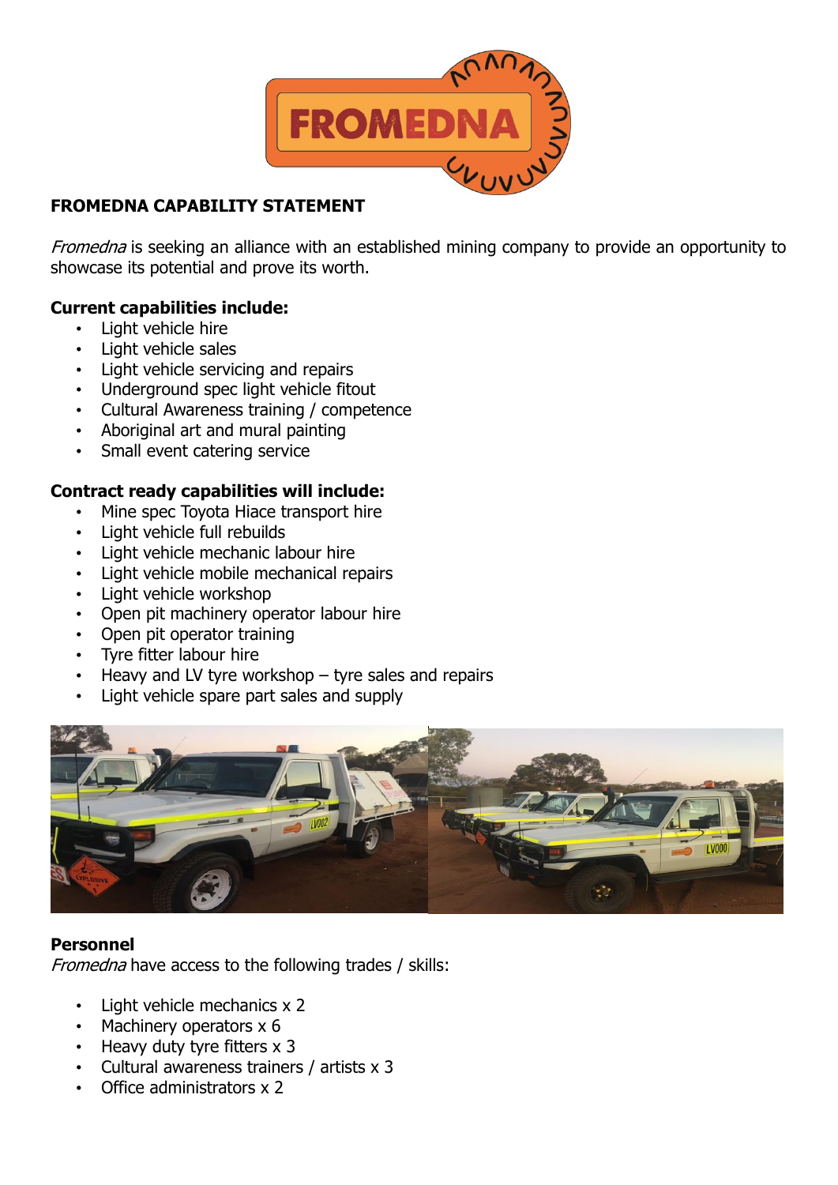**FROMEDNA CAPABILITY STATEMENT**

*Fromedna* is seeking an alliance with an established mining company to provide an opportunity to showcase its potential and prove its worth.

**Current capabilities include:**

- Light vehicle hire
- Light vehicle sales
- Light vehicle servicing and repairs
- Underground spec light vehicle fitout
- Cultural Awareness training / competence
- Aboriginal art and mural painting
- Small event catering service

**Contract ready capabilities will include:**

- Mine spec Toyota Hiace transport hire
- Light vehicle full rebuilds
- Light vehicle mechanic labour hire
- Light vehicle mobile mechanical repairs
- Light vehicle workshop
- Open pit machinery operator labour hire
- Open pit operator training
- Tyre fitter labour hire
- Heavy and LV tyre workshop – tyre sales and repairs
- Light vehicle spare part sales and supply

**Personnel**

*Fromedna* have access to the following trades / skills:

- Light vehicle mechanics x 2
- Machinery operators x 6
- Heavy duty tyre fitters x 3
- Cultural awareness trainers / artists x 3
- Office administrators x 2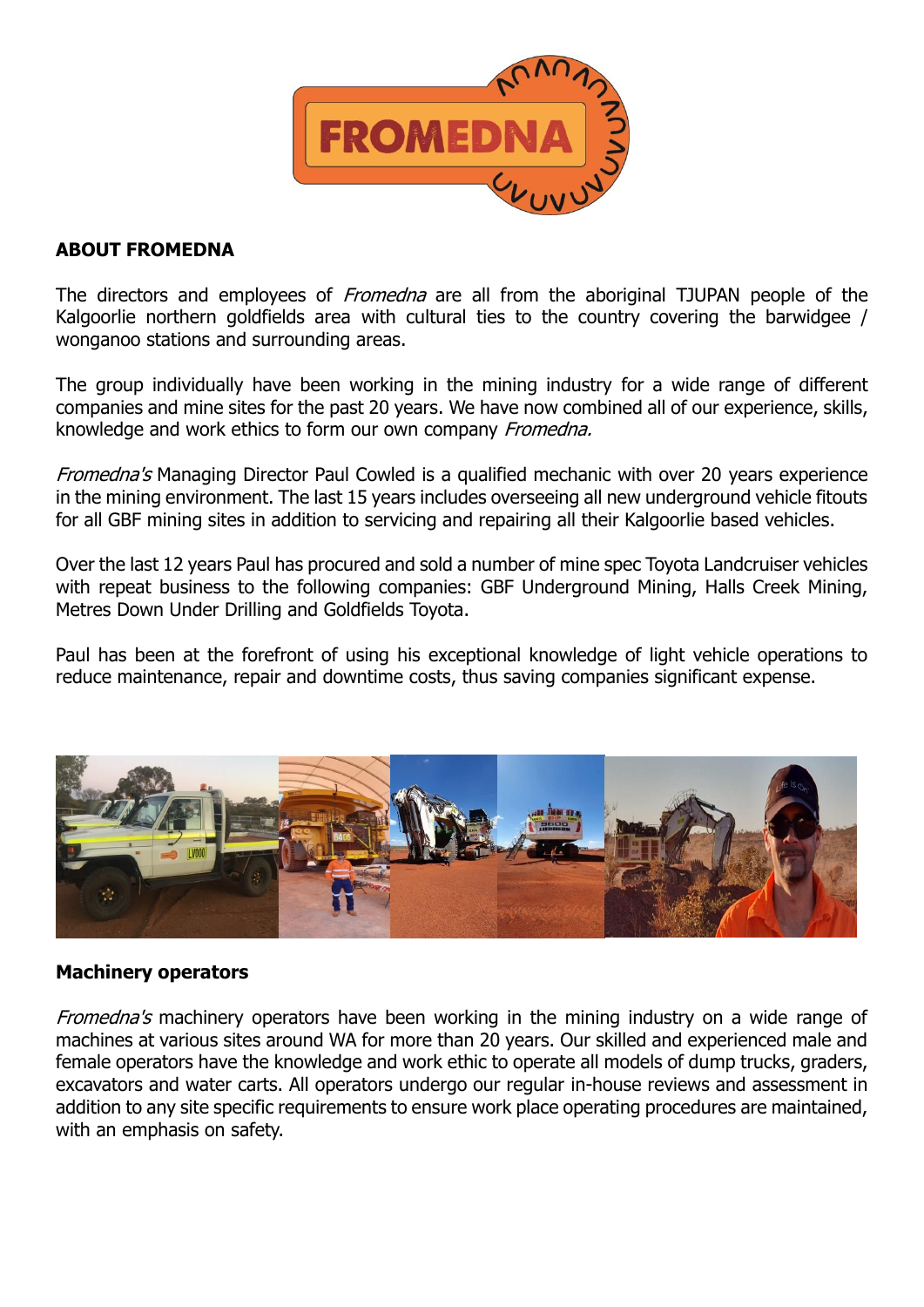## ABOUT FROMEDNA

The directors and employees of *Fromedna* are all from the aboriginal TJUPAN people of the Kalgoorlie northern goldfields area with cultural ties to the country covering the barwidgee / wonganoo stations and surrounding areas.

The group individually have been working in the mining industry for a wide range of different companies and mine sites for the past 20 years. We have now combined all of our experience, skills, knowledge and work ethics to form our own company *Fromedna.*

*Fromedna's* Managing Director Paul Cowled is a qualified mechanic with over 20 years experience in the mining environment. The last 15 years includes overseeing all new underground vehicle fitouts for all GBF mining sites in addition to servicing and repairing all their Kalgoorlie based vehicles.

Over the last 12 years Paul has procured and sold a number of mine spec Toyota Landcruiser vehicles with repeat business to the following companies: GBF Underground Mining, Halls Creek Mining, Metres Down Under Drilling and Goldfields Toyota.

Paul has been at the forefront of using his exceptional knowledge of light vehicle operations to reduce maintenance, repair and downtime costs, thus saving companies significant expense.

## Machinery operators

*Fromedna's* machinery operators have been working in the mining industry on a wide range of machines at various sites around WA for more than 20 years. Our skilled and experienced male and female operators have the knowledge and work ethic to operate all models of dump trucks, graders, excavators and water carts. All operators undergo our regular in-house reviews and assessment in addition to any site specific requirements to ensure work place operating procedures are maintained, with an emphasis on safety.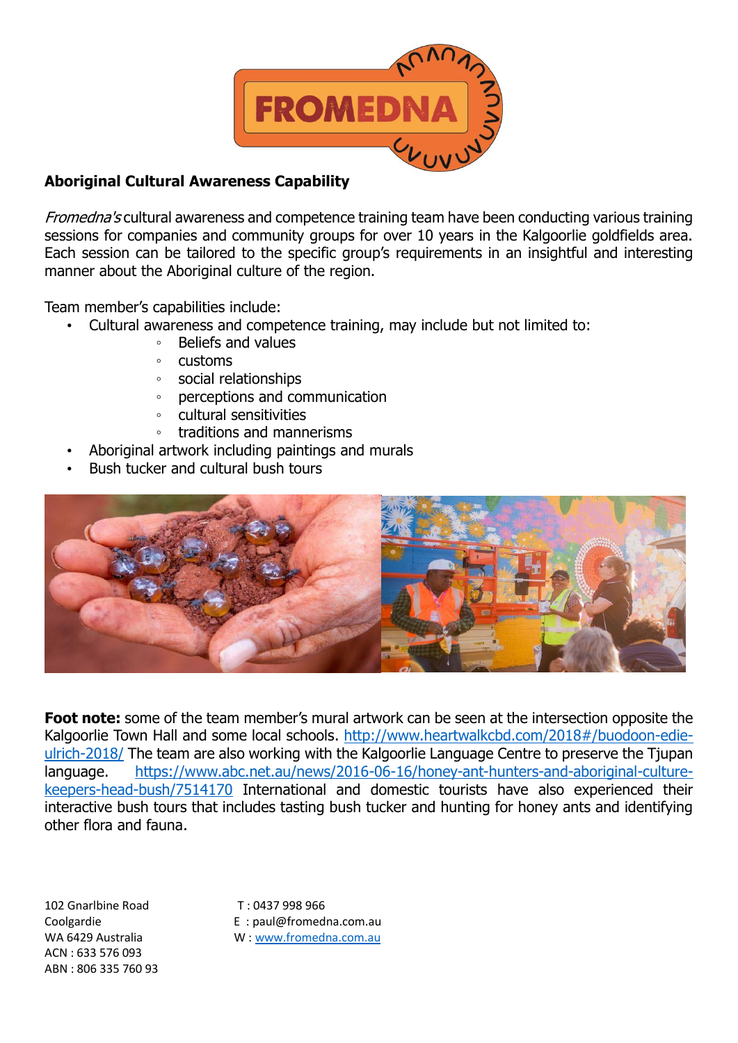**Aboriginal Cultural Awareness Capability**

*Fromedna's* cultural awareness and competence training team have been conducting various training sessions for companies and community groups for over 10 years in the Kalgoorlie goldfields area. Each session can be tailored to the specific group's requirements in an insightful and interesting manner about the Aboriginal culture of the region.

Team member's capabilities include:

- Cultural awareness and competence training, may include but not limited to:
    - Beliefs and values
    - customs
    - social relationships
    - perceptions and communication
    - cultural sensitivities
    - traditions and mannerisms
- Aboriginal artwork including paintings and murals
- Bush tucker and cultural bush tours

**Foot note:** some of the team member's mural artwork can be seen at the intersection opposite the Kalgoorlie Town Hall and some local schools. [http://www.heartwalkcbd.com/2018#/buodoon-edie-ulrich-2018/](http://www.heartwalkcbd.com/2018#/buodoon-edie-ulrich-2018/) The team are also working with the Kalgoorlie Language Centre to preserve the Tjupan language. [https://www.abc.net.au/news/2016-06-16/honey-ant-hunters-and-aboriginal-culture-keepers-head-bush/7514170](https://www.abc.net.au/news/2016-06-16/honey-ant-hunters-and-aboriginal-culture-keepers-head-bush/7514170) International and domestic tourists have also experienced their interactive bush tours that includes tasting bush tucker and hunting for honey ants and identifying other flora and fauna.

102 Gnarlbine Road
Coolgardie
WA 6429 Australia
ACN : 633 576 093
ABN : 806 335 760 93

T : 0437 998 966
E : paul@fromedna.com.au
W : [www.fromedna.com.au](http://www.fromedna.com.au)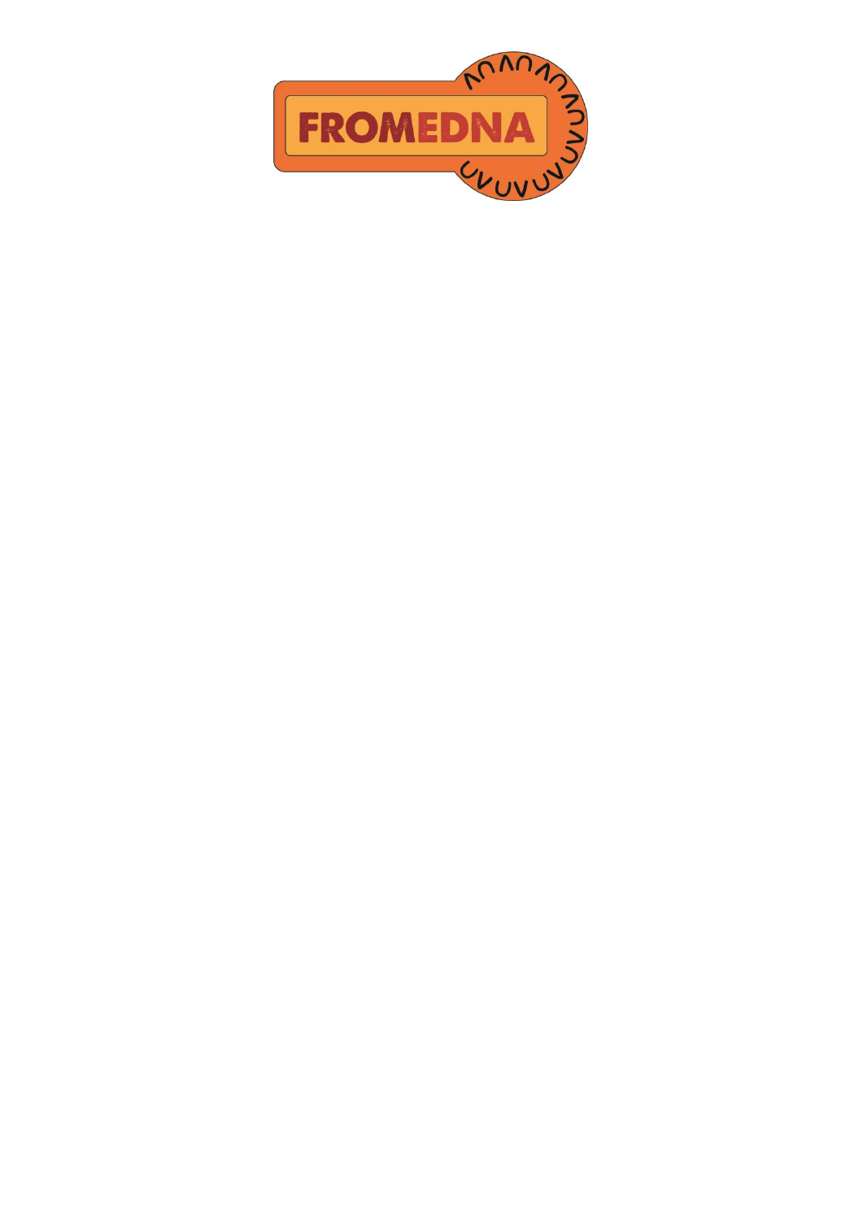FROMEDNA